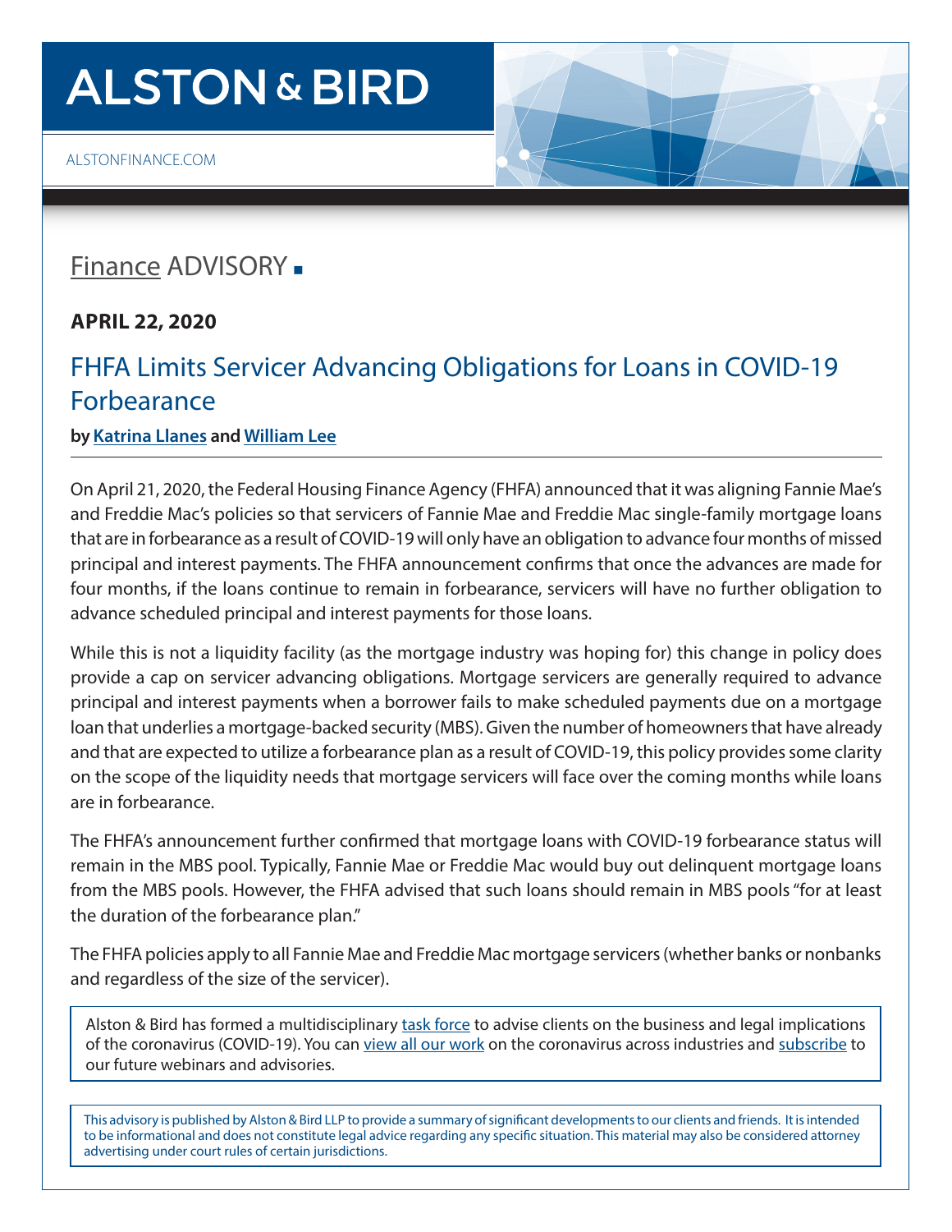# ALSTON & BIRD

ALSTONFINANCE.COM

## Finance ADVISORY

**APRIL 22, 2020**

## FHFA Limits Servicer Advancing Obligations for Loans in COVID-19 Forbearance

**by Katrina Llanes and William Lee**

On April 21, 2020, the Federal Housing Finance Agency (FHFA) announced that it was aligning Fannie Mae's and Freddie Mac's policies so that servicers of Fannie Mae and Freddie Mac single-family mortgage loans that are in forbearance as a result of COVID-19 will only have an obligation to advance four months of missed principal and interest payments. The FHFA announcement confirms that once the advances are made for four months, if the loans continue to remain in forbearance, servicers will have no further obligation to advance scheduled principal and interest payments for those loans.

While this is not a liquidity facility (as the mortgage industry was hoping for) this change in policy does provide a cap on servicer advancing obligations. Mortgage servicers are generally required to advance principal and interest payments when a borrower fails to make scheduled payments due on a mortgage loan that underlies a mortgage-backed security (MBS). Given the number of homeowners that have already and that are expected to utilize a forbearance plan as a result of COVID-19, this policy provides some clarity on the scope of the liquidity needs that mortgage servicers will face over the coming months while loans are in forbearance.

The FHFA's announcement further confirmed that mortgage loans with COVID-19 forbearance status will remain in the MBS pool. Typically, Fannie Mae or Freddie Mac would buy out delinquent mortgage loans from the MBS pools. However, the FHFA advised that such loans should remain in MBS pools "for at least the duration of the forbearance plan."

The FHFA policies apply to all Fannie Mae and Freddie Mac mortgage servicers (whether banks or nonbanks and regardless of the size of the servicer).

Alston & Bird has formed a multidisciplinary task force to advise clients on the business and legal implications of the coronavirus (COVID-19). You can view all our work on the coronavirus across industries and subscribe to our future webinars and advisories.

This advisory is published by Alston & Bird LLP to provide a summary of significant developments to our clients and friends. It is intended to be informational and does not constitute legal advice regarding any specific situation. This material may also be considered attorney advertising under court rules of certain jurisdictions.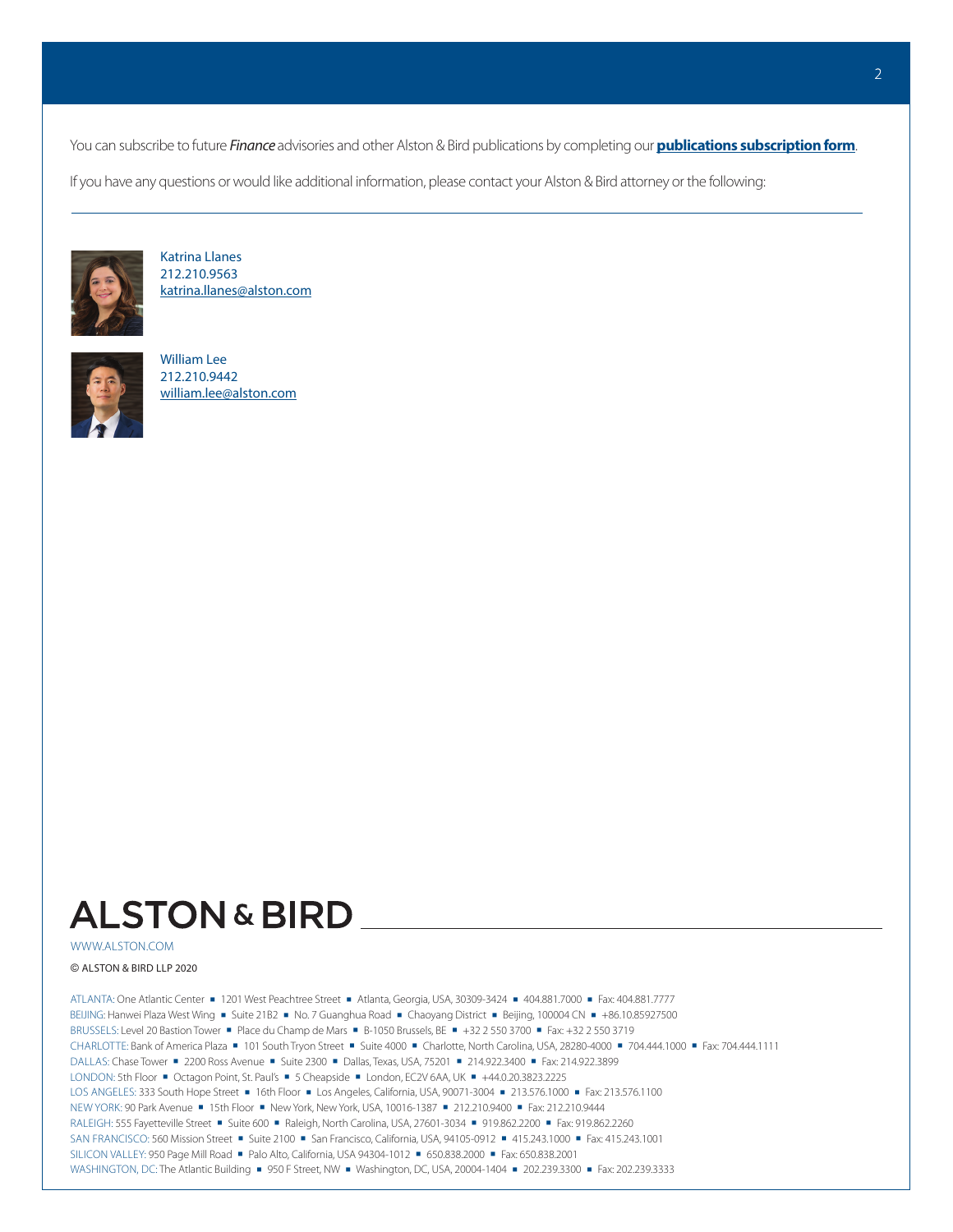You can subscribe to future *Finance* advisories and other Alston & Bird publications by completing our **publications subscription form**.

If you have any questions or would like additional information, please contact your Alston & Bird attorney or the following:

---

Katrina Llanes
212.210.9563
katrina.llanes@alston.com

William Lee
212.210.9442
william.lee@alston.com

# ALSTON & BIRD

WWW.ALSTON.COM

© ALSTON & BIRD LLP 2020

ATLANTA: One Atlantic Center ■ 1201 West Peachtree Street ■ Atlanta, Georgia, USA, 30309-3424 ■ 404.881.7000 ■ Fax: 404.881.7777
BEIJING: Hanwei Plaza West Wing ■ Suite 21B2 ■ No. 7 Guanghua Road ■ Chaoyang District ■ Beijing, 100004 CN ■ +86.10.85927500
BRUSSELS: Level 20 Bastion Tower ■ Place du Champ de Mars ■ B-1050 Brussels, BE ■ +32 2 550 3700 ■ Fax: +32 2 550 3719
CHARLOTTE: Bank of America Plaza ■ 101 South Tryon Street ■ Suite 4000 ■ Charlotte, North Carolina, USA, 28280-4000 ■ 704.444.1000 ■ Fax: 704.444.1111
DALLAS: Chase Tower ■ 2200 Ross Avenue ■ Suite 2300 ■ Dallas, Texas, USA, 75201 ■ 214.922.3400 ■ Fax: 214.922.3899
LONDON: 5th Floor ■ Octagon Point, St. Paul's ■ 5 Cheapside ■ London, EC2V 6AA, UK ■ +44.0.20.3823.2225
LOS ANGELES: 333 South Hope Street ■ 16th Floor ■ Los Angeles, California, USA, 90071-3004 ■ 213.576.1000 ■ Fax: 213.576.1100
NEW YORK: 90 Park Avenue ■ 15th Floor ■ New York, New York, USA, 10016-1387 ■ 212.210.9400 ■ Fax: 212.210.9444
RALEIGH: 555 Fayetteville Street ■ Suite 600 ■ Raleigh, North Carolina, USA, 27601-3034 ■ 919.862.2200 ■ Fax: 919.862.2260
SAN FRANCISCO: 560 Mission Street ■ Suite 2100 ■ San Francisco, California, USA, 94105-0912 ■ 415.243.1000 ■ Fax: 415.243.1001
SILICON VALLEY: 950 Page Mill Road ■ Palo Alto, California, USA 94304-1012 ■ 650.838.2000 ■ Fax: 650.838.2001
WASHINGTON, DC: The Atlantic Building ■ 950 F Street, NW ■ Washington, DC, USA, 20004-1404 ■ 202.239.3300 ■ Fax: 202.239.3333